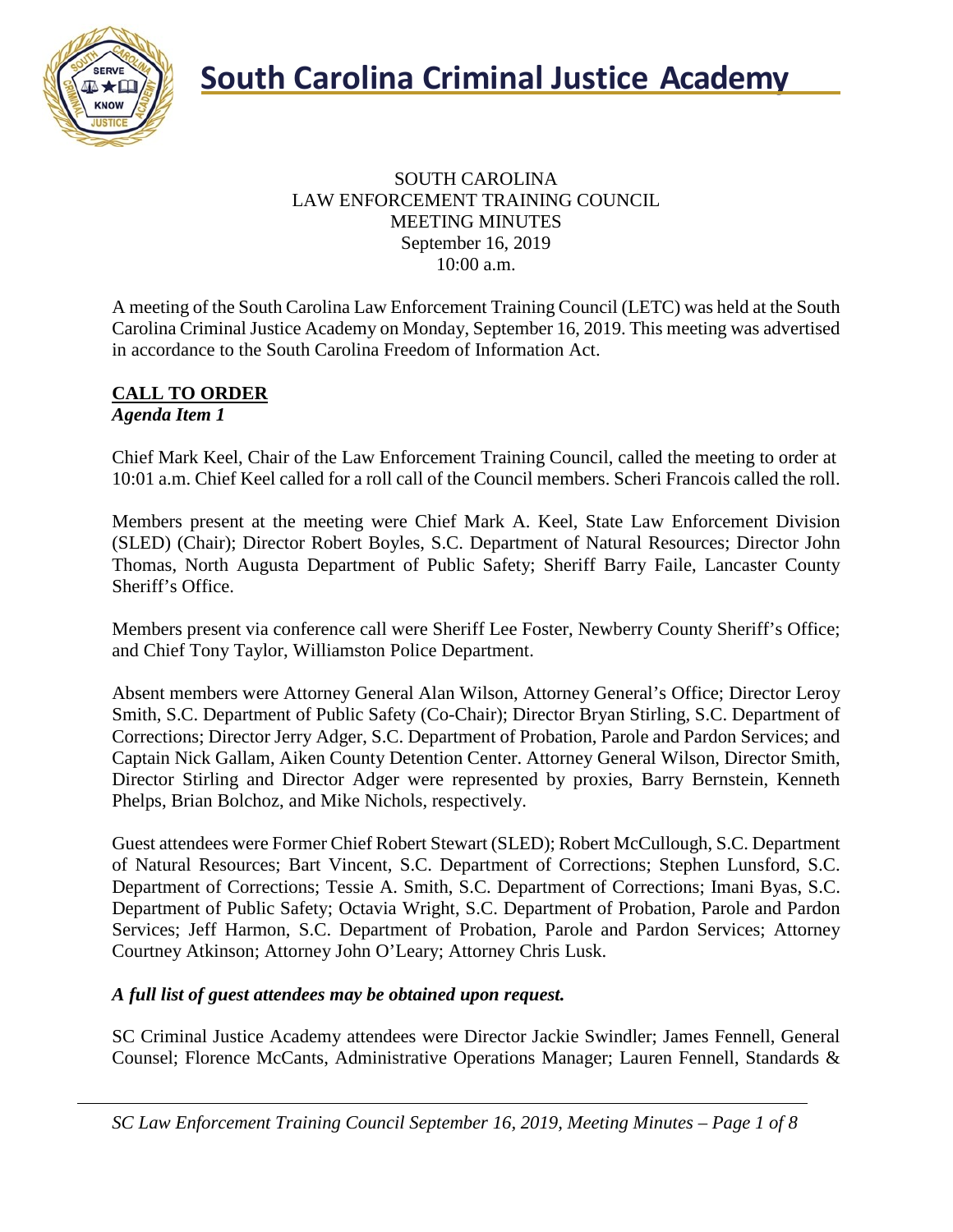# South Carolina Criminal Justice Academy

SOUTH CAROLINA
LAW ENFORCEMENT TRAINING COUNCIL
MEETING MINUTES
September 16, 2019
10:00 a.m.

A meeting of the South Carolina Law Enforcement Training Council (LETC) was held at the South Carolina Criminal Justice Academy on Monday, September 16, 2019. This meeting was advertised in accordance to the South Carolina Freedom of Information Act.

## CALL TO ORDER

***Agenda Item 1***

Chief Mark Keel, Chair of the Law Enforcement Training Council, called the meeting to order at 10:01 a.m. Chief Keel called for a roll call of the Council members. Scheri Francois called the roll.

Members present at the meeting were Chief Mark A. Keel, State Law Enforcement Division (SLED) (Chair); Director Robert Boyles, S.C. Department of Natural Resources; Director John Thomas, North Augusta Department of Public Safety; Sheriff Barry Faile, Lancaster County Sheriff's Office.

Members present via conference call were Sheriff Lee Foster, Newberry County Sheriff's Office; and Chief Tony Taylor, Williamston Police Department.

Absent members were Attorney General Alan Wilson, Attorney General's Office; Director Leroy Smith, S.C. Department of Public Safety (Co-Chair); Director Bryan Stirling, S.C. Department of Corrections; Director Jerry Adger, S.C. Department of Probation, Parole and Pardon Services; and Captain Nick Gallam, Aiken County Detention Center. Attorney General Wilson, Director Smith, Director Stirling and Director Adger were represented by proxies, Barry Bernstein, Kenneth Phelps, Brian Bolchoz, and Mike Nichols, respectively.

Guest attendees were Former Chief Robert Stewart (SLED); Robert McCullough, S.C. Department of Natural Resources; Bart Vincent, S.C. Department of Corrections; Stephen Lunsford, S.C. Department of Corrections; Tessie A. Smith, S.C. Department of Corrections; Imani Byas, S.C. Department of Public Safety; Octavia Wright, S.C. Department of Probation, Parole and Pardon Services; Jeff Harmon, S.C. Department of Probation, Parole and Pardon Services; Attorney Courtney Atkinson; Attorney John O'Leary; Attorney Chris Lusk.

***A full list of guest attendees may be obtained upon request.***

SC Criminal Justice Academy attendees were Director Jackie Swindler; James Fennell, General Counsel; Florence McCants, Administrative Operations Manager; Lauren Fennell, Standards &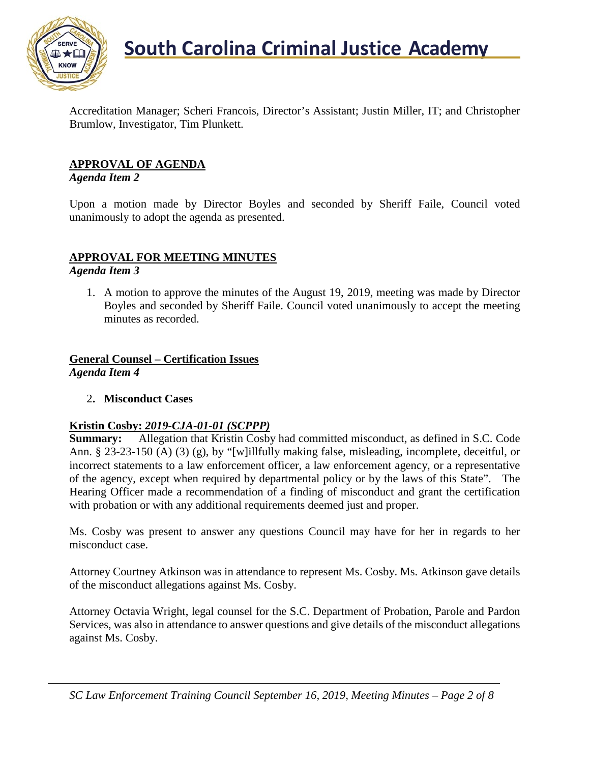Accreditation Manager; Scheri Francois, Director's Assistant; Justin Miller, IT; and Christopher Brumlow, Investigator, Tim Plunkett.

## APPROVAL OF AGENDA
*Agenda Item 2*

Upon a motion made by Director Boyles and seconded by Sheriff Faile, Council voted unanimously to adopt the agenda as presented.

## APPROVAL FOR MEETING MINUTES
*Agenda Item 3*

1. A motion to approve the minutes of the August 19, 2019, meeting was made by Director Boyles and seconded by Sheriff Faile. Council voted unanimously to accept the meeting minutes as recorded.

## General Counsel – Certification Issues
*Agenda Item 4*

2. **Misconduct Cases**

### Kristin Cosby: *2019-CJA-01-01 (SCPPP)*

**Summary:** Allegation that Kristin Cosby had committed misconduct, as defined in S.C. Code Ann. § 23-23-150 (A) (3) (g), by "[w]illfully making false, misleading, incomplete, deceitful, or incorrect statements to a law enforcement officer, a law enforcement agency, or a representative of the agency, except when required by departmental policy or by the laws of this State". The Hearing Officer made a recommendation of a finding of misconduct and grant the certification with probation or with any additional requirements deemed just and proper.

Ms. Cosby was present to answer any questions Council may have for her in regards to her misconduct case.

Attorney Courtney Atkinson was in attendance to represent Ms. Cosby. Ms. Atkinson gave details of the misconduct allegations against Ms. Cosby.

Attorney Octavia Wright, legal counsel for the S.C. Department of Probation, Parole and Pardon Services, was also in attendance to answer questions and give details of the misconduct allegations against Ms. Cosby.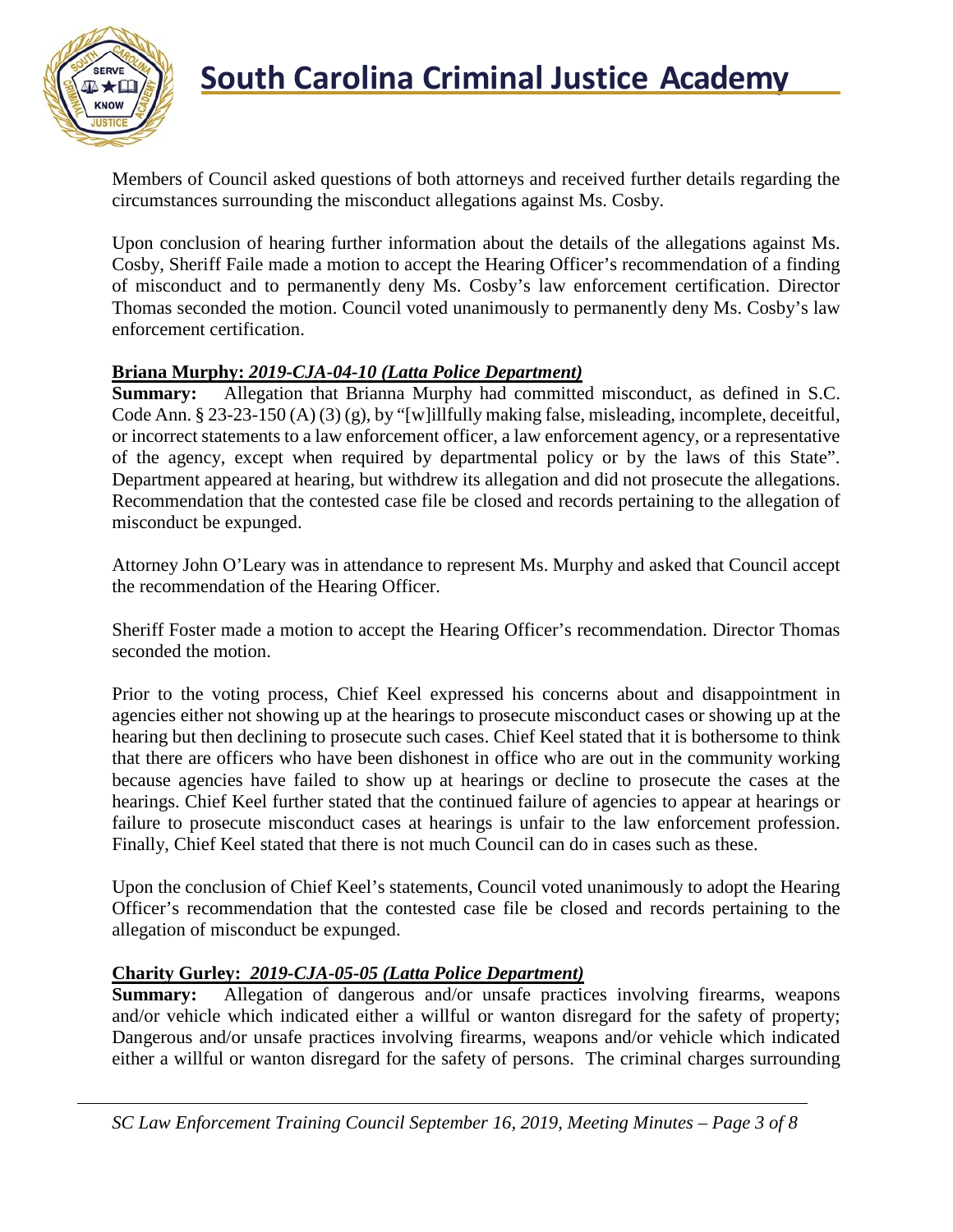Members of Council asked questions of both attorneys and received further details regarding the circumstances surrounding the misconduct allegations against Ms. Cosby.

Upon conclusion of hearing further information about the details of the allegations against Ms. Cosby, Sheriff Faile made a motion to accept the Hearing Officer's recommendation of a finding of misconduct and to permanently deny Ms. Cosby's law enforcement certification. Director Thomas seconded the motion. Council voted unanimously to permanently deny Ms. Cosby's law enforcement certification.

**Briana Murphy: *2019-CJA-04-10 (Latta Police Department)***

**Summary:** Allegation that Brianna Murphy had committed misconduct, as defined in S.C. Code Ann. § 23-23-150 (A) (3) (g), by "[w]illfully making false, misleading, incomplete, deceitful, or incorrect statements to a law enforcement officer, a law enforcement agency, or a representative of the agency, except when required by departmental policy or by the laws of this State". Department appeared at hearing, but withdrew its allegation and did not prosecute the allegations. Recommendation that the contested case file be closed and records pertaining to the allegation of misconduct be expunged.

Attorney John O'Leary was in attendance to represent Ms. Murphy and asked that Council accept the recommendation of the Hearing Officer.

Sheriff Foster made a motion to accept the Hearing Officer's recommendation. Director Thomas seconded the motion.

Prior to the voting process, Chief Keel expressed his concerns about and disappointment in agencies either not showing up at the hearings to prosecute misconduct cases or showing up at the hearing but then declining to prosecute such cases. Chief Keel stated that it is bothersome to think that there are officers who have been dishonest in office who are out in the community working because agencies have failed to show up at hearings or decline to prosecute the cases at the hearings. Chief Keel further stated that the continued failure of agencies to appear at hearings or failure to prosecute misconduct cases at hearings is unfair to the law enforcement profession. Finally, Chief Keel stated that there is not much Council can do in cases such as these.

Upon the conclusion of Chief Keel's statements, Council voted unanimously to adopt the Hearing Officer's recommendation that the contested case file be closed and records pertaining to the allegation of misconduct be expunged.

**Charity Gurley: *2019-CJA-05-05 (Latta Police Department)***

**Summary:** Allegation of dangerous and/or unsafe practices involving firearms, weapons and/or vehicle which indicated either a willful or wanton disregard for the safety of property; Dangerous and/or unsafe practices involving firearms, weapons and/or vehicle which indicated either a willful or wanton disregard for the safety of persons. The criminal charges surrounding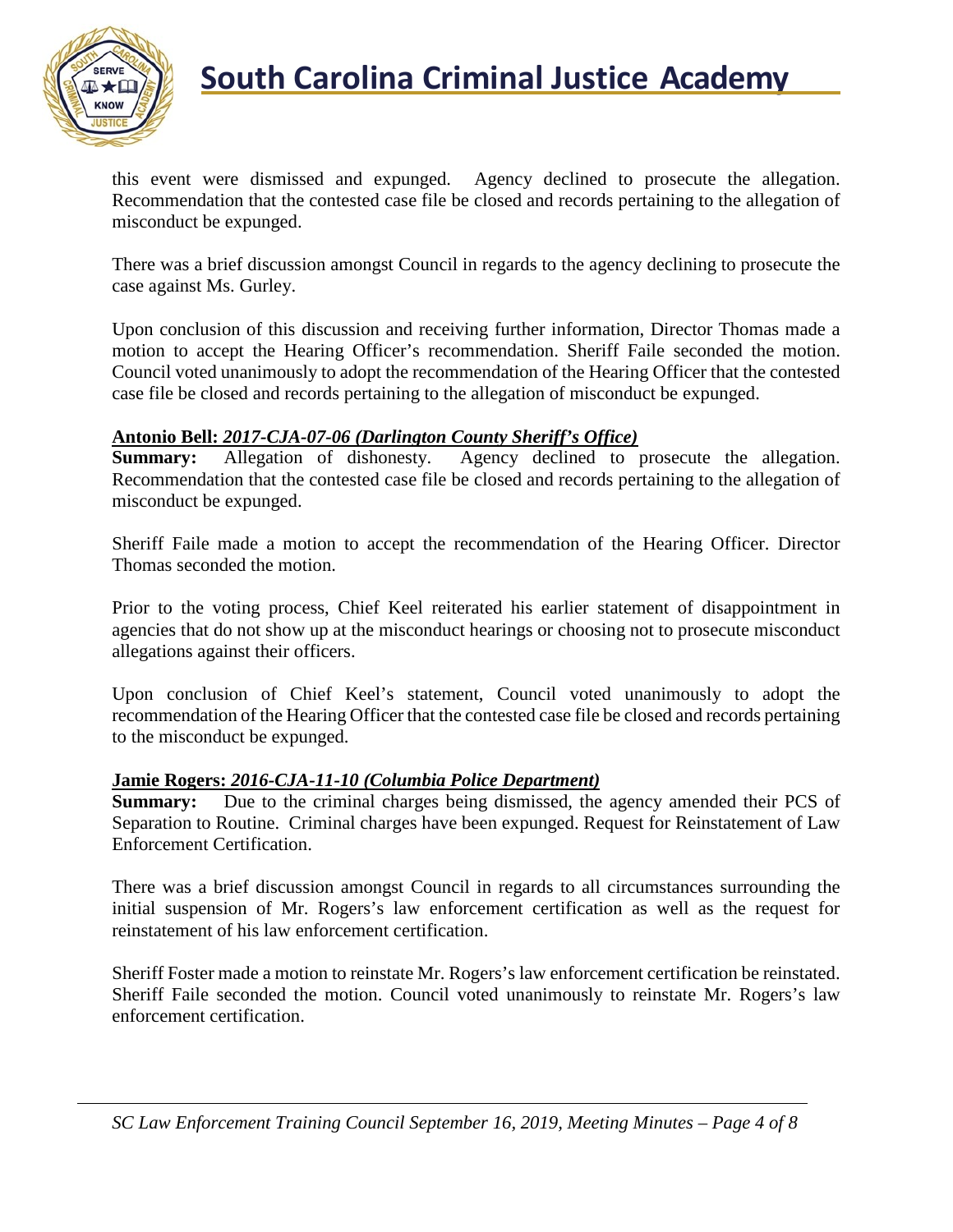this event were dismissed and expunged. Agency declined to prosecute the allegation. Recommendation that the contested case file be closed and records pertaining to the allegation of misconduct be expunged.

There was a brief discussion amongst Council in regards to the agency declining to prosecute the case against Ms. Gurley.

Upon conclusion of this discussion and receiving further information, Director Thomas made a motion to accept the Hearing Officer's recommendation. Sheriff Faile seconded the motion. Council voted unanimously to adopt the recommendation of the Hearing Officer that the contested case file be closed and records pertaining to the allegation of misconduct be expunged.

**Antonio Bell:** ***2017-CJA-07-06 (Darlington County Sheriff's Office)***
**Summary:** Allegation of dishonesty. Agency declined to prosecute the allegation. Recommendation that the contested case file be closed and records pertaining to the allegation of misconduct be expunged.

Sheriff Faile made a motion to accept the recommendation of the Hearing Officer. Director Thomas seconded the motion.

Prior to the voting process, Chief Keel reiterated his earlier statement of disappointment in agencies that do not show up at the misconduct hearings or choosing not to prosecute misconduct allegations against their officers.

Upon conclusion of Chief Keel's statement, Council voted unanimously to adopt the recommendation of the Hearing Officer that the contested case file be closed and records pertaining to the misconduct be expunged.

**Jamie Rogers:** ***2016-CJA-11-10 (Columbia Police Department)***
**Summary:** Due to the criminal charges being dismissed, the agency amended their PCS of Separation to Routine. Criminal charges have been expunged. Request for Reinstatement of Law Enforcement Certification.

There was a brief discussion amongst Council in regards to all circumstances surrounding the initial suspension of Mr. Rogers's law enforcement certification as well as the request for reinstatement of his law enforcement certification.

Sheriff Foster made a motion to reinstate Mr. Rogers's law enforcement certification be reinstated. Sheriff Faile seconded the motion. Council voted unanimously to reinstate Mr. Rogers's law enforcement certification.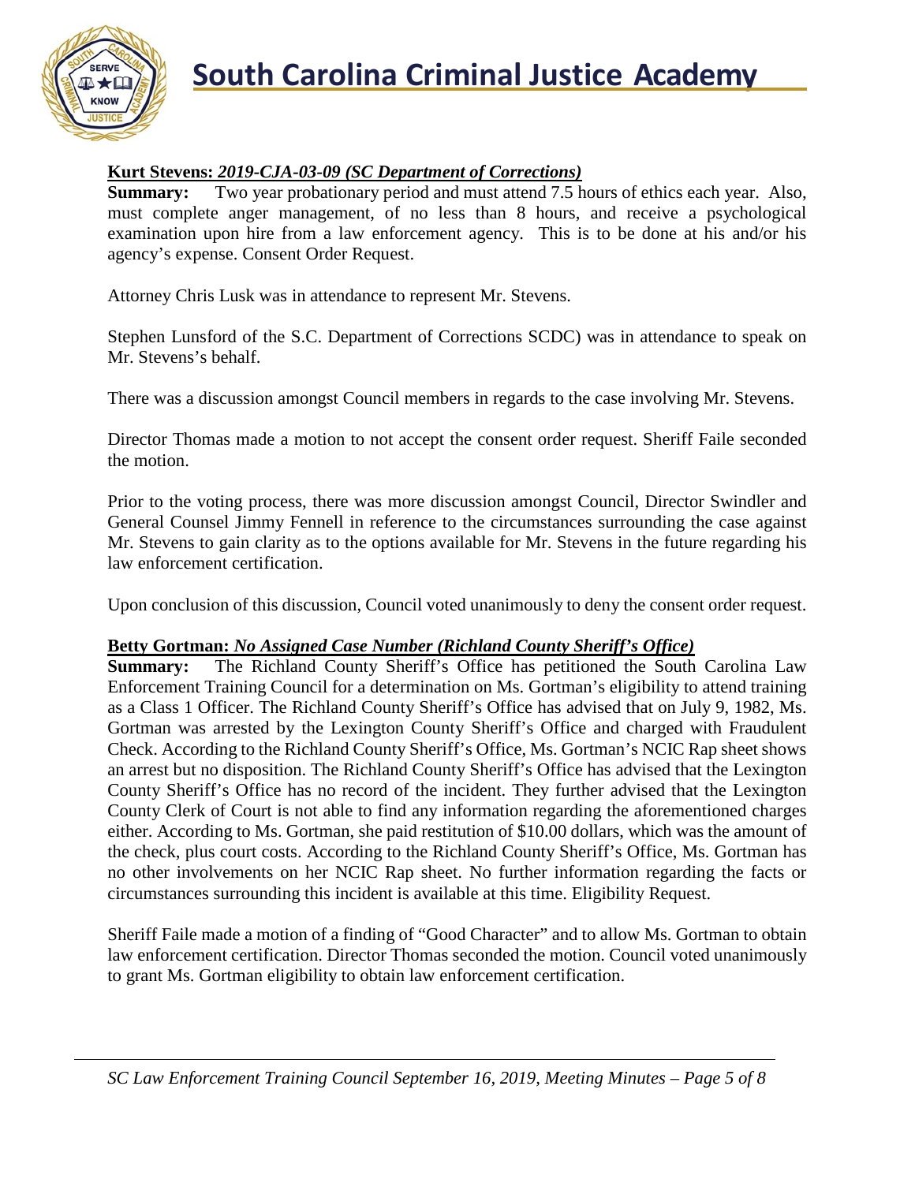**Kurt Stevens: *2019-CJA-03-09 (SC Department of Corrections)***

**Summary:** Two year probationary period and must attend 7.5 hours of ethics each year. Also, must complete anger management, of no less than 8 hours, and receive a psychological examination upon hire from a law enforcement agency. This is to be done at his and/or his agency's expense. Consent Order Request.

Attorney Chris Lusk was in attendance to represent Mr. Stevens.

Stephen Lunsford of the S.C. Department of Corrections SCDC) was in attendance to speak on Mr. Stevens's behalf.

There was a discussion amongst Council members in regards to the case involving Mr. Stevens.

Director Thomas made a motion to not accept the consent order request. Sheriff Faile seconded the motion.

Prior to the voting process, there was more discussion amongst Council, Director Swindler and General Counsel Jimmy Fennell in reference to the circumstances surrounding the case against Mr. Stevens to gain clarity as to the options available for Mr. Stevens in the future regarding his law enforcement certification.

Upon conclusion of this discussion, Council voted unanimously to deny the consent order request.

**Betty Gortman: *No Assigned Case Number (Richland County Sheriff's Office)***

**Summary:** The Richland County Sheriff's Office has petitioned the South Carolina Law Enforcement Training Council for a determination on Ms. Gortman's eligibility to attend training as a Class 1 Officer. The Richland County Sheriff's Office has advised that on July 9, 1982, Ms. Gortman was arrested by the Lexington County Sheriff's Office and charged with Fraudulent Check. According to the Richland County Sheriff's Office, Ms. Gortman's NCIC Rap sheet shows an arrest but no disposition. The Richland County Sheriff's Office has advised that the Lexington County Sheriff's Office has no record of the incident. They further advised that the Lexington County Clerk of Court is not able to find any information regarding the aforementioned charges either. According to Ms. Gortman, she paid restitution of $10.00 dollars, which was the amount of the check, plus court costs. According to the Richland County Sheriff's Office, Ms. Gortman has no other involvements on her NCIC Rap sheet. No further information regarding the facts or circumstances surrounding this incident is available at this time. Eligibility Request.

Sheriff Faile made a motion of a finding of "Good Character" and to allow Ms. Gortman to obtain law enforcement certification. Director Thomas seconded the motion. Council voted unanimously to grant Ms. Gortman eligibility to obtain law enforcement certification.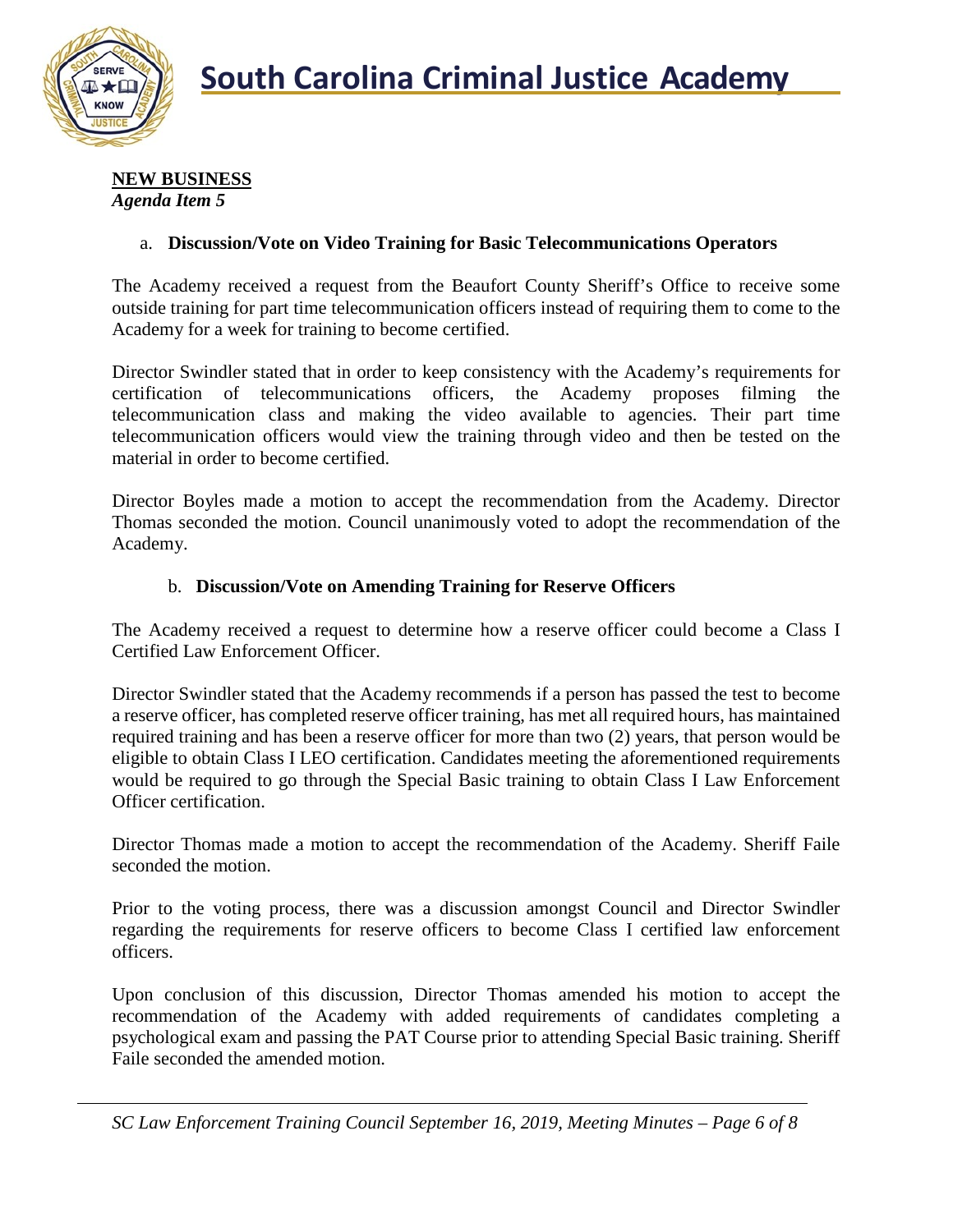**NEW BUSINESS**
*Agenda Item 5*

a. **Discussion/Vote on Video Training for Basic Telecommunications Operators**

The Academy received a request from the Beaufort County Sheriff's Office to receive some outside training for part time telecommunication officers instead of requiring them to come to the Academy for a week for training to become certified.

Director Swindler stated that in order to keep consistency with the Academy's requirements for certification of telecommunications officers, the Academy proposes filming the telecommunication class and making the video available to agencies. Their part time telecommunication officers would view the training through video and then be tested on the material in order to become certified.

Director Boyles made a motion to accept the recommendation from the Academy. Director Thomas seconded the motion. Council unanimously voted to adopt the recommendation of the Academy.

b. **Discussion/Vote on Amending Training for Reserve Officers**

The Academy received a request to determine how a reserve officer could become a Class I Certified Law Enforcement Officer.

Director Swindler stated that the Academy recommends if a person has passed the test to become a reserve officer, has completed reserve officer training, has met all required hours, has maintained required training and has been a reserve officer for more than two (2) years, that person would be eligible to obtain Class I LEO certification. Candidates meeting the aforementioned requirements would be required to go through the Special Basic training to obtain Class I Law Enforcement Officer certification.

Director Thomas made a motion to accept the recommendation of the Academy. Sheriff Faile seconded the motion.

Prior to the voting process, there was a discussion amongst Council and Director Swindler regarding the requirements for reserve officers to become Class I certified law enforcement officers.

Upon conclusion of this discussion, Director Thomas amended his motion to accept the recommendation of the Academy with added requirements of candidates completing a psychological exam and passing the PAT Course prior to attending Special Basic training. Sheriff Faile seconded the amended motion.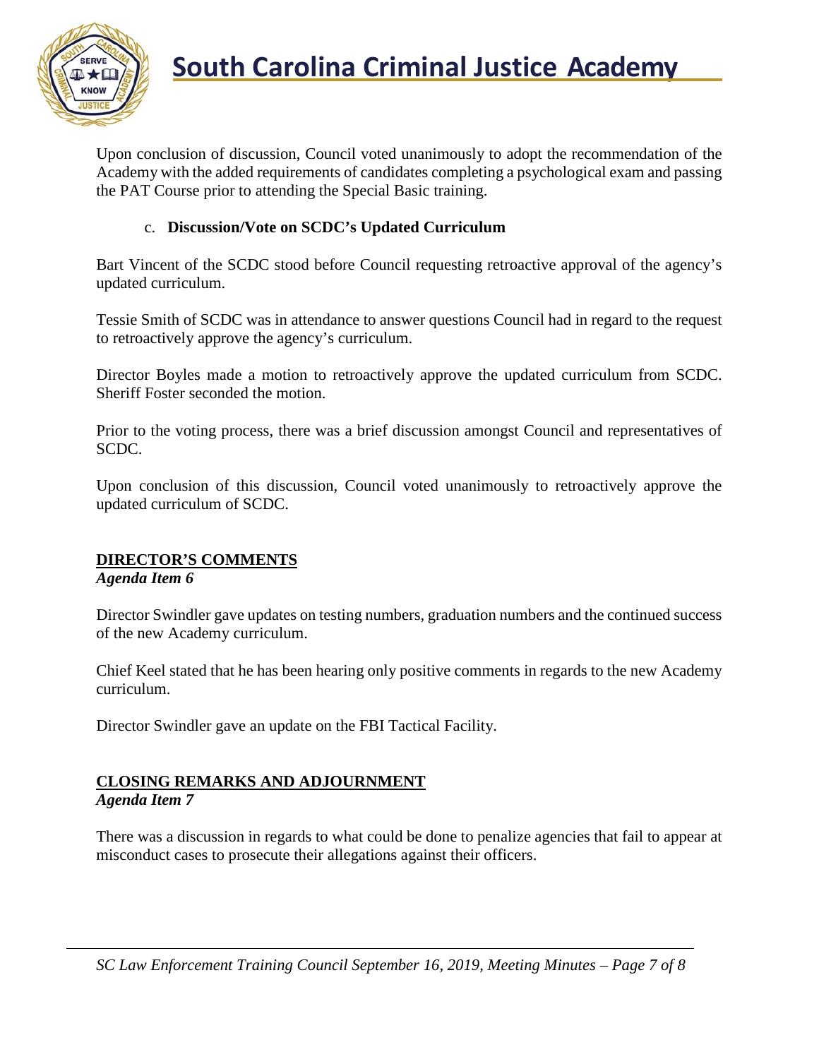Upon conclusion of discussion, Council voted unanimously to adopt the recommendation of the Academy with the added requirements of candidates completing a psychological exam and passing the PAT Course prior to attending the Special Basic training.

c. **Discussion/Vote on SCDC's Updated Curriculum**

Bart Vincent of the SCDC stood before Council requesting retroactive approval of the agency's updated curriculum.

Tessie Smith of SCDC was in attendance to answer questions Council had in regard to the request to retroactively approve the agency's curriculum.

Director Boyles made a motion to retroactively approve the updated curriculum from SCDC. Sheriff Foster seconded the motion.

Prior to the voting process, there was a brief discussion amongst Council and representatives of SCDC.

Upon conclusion of this discussion, Council voted unanimously to retroactively approve the updated curriculum of SCDC.

## DIRECTOR'S COMMENTS

***Agenda Item 6***

Director Swindler gave updates on testing numbers, graduation numbers and the continued success of the new Academy curriculum.

Chief Keel stated that he has been hearing only positive comments in regards to the new Academy curriculum.

Director Swindler gave an update on the FBI Tactical Facility.

## CLOSING REMARKS AND ADJOURNMENT

***Agenda Item 7***

There was a discussion in regards to what could be done to penalize agencies that fail to appear at misconduct cases to prosecute their allegations against their officers.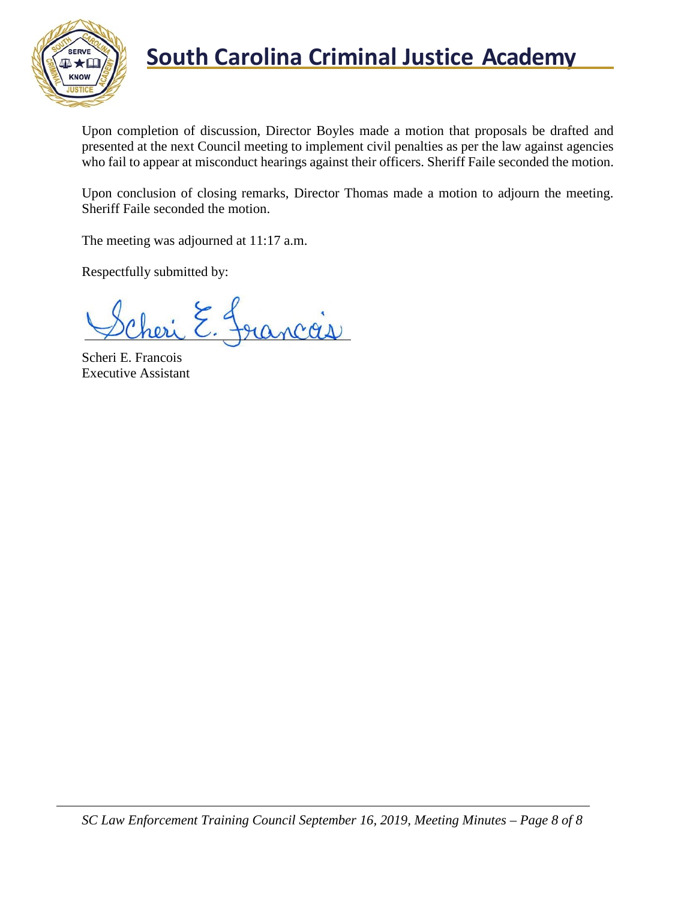Upon completion of discussion, Director Boyles made a motion that proposals be drafted and presented at the next Council meeting to implement civil penalties as per the law against agencies who fail to appear at misconduct hearings against their officers. Sheriff Faile seconded the motion.

Upon conclusion of closing remarks, Director Thomas made a motion to adjourn the meeting. Sheriff Faile seconded the motion.

The meeting was adjourned at 11:17 a.m.

Respectfully submitted by:

Scheri E. Francois
Executive Assistant